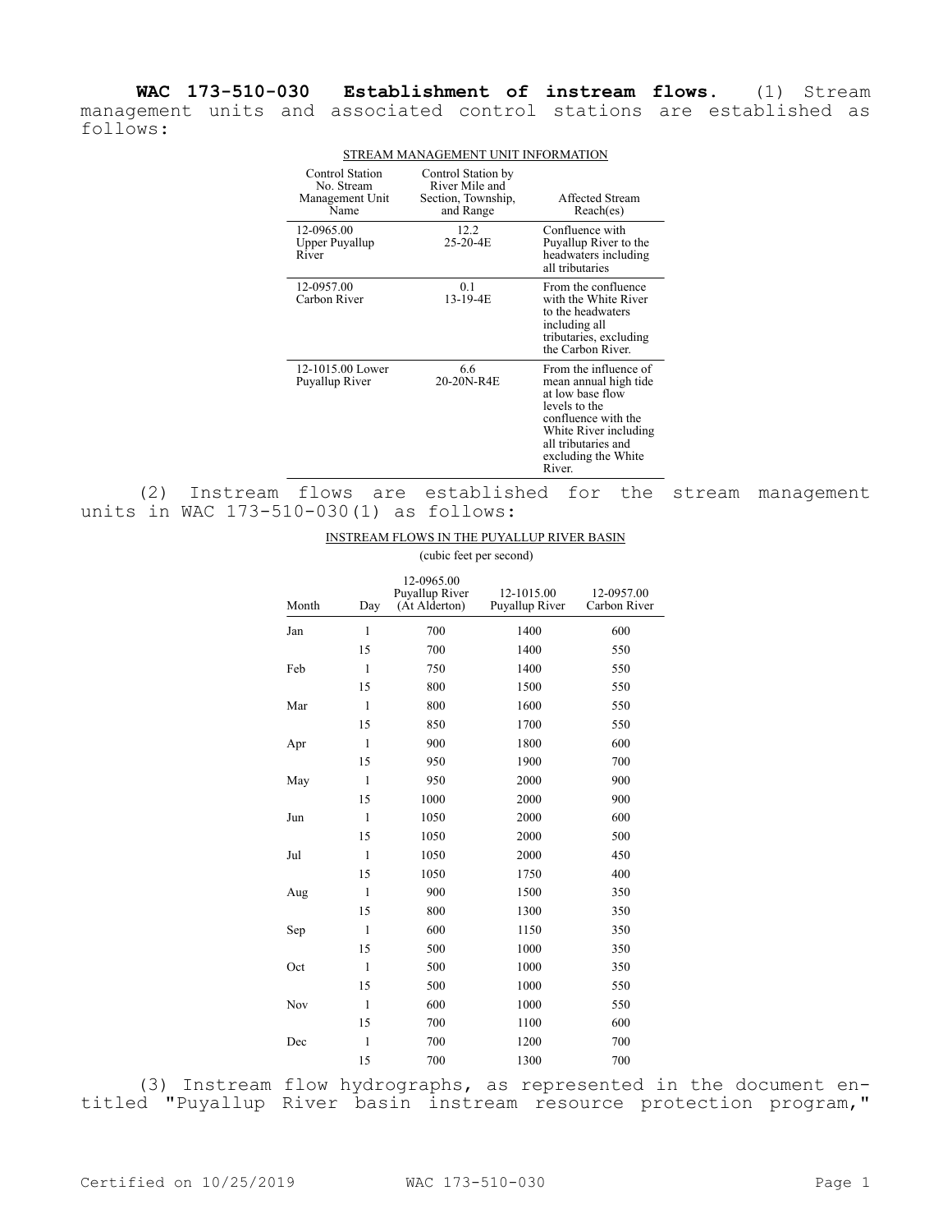**WAC 173-510-030 Establishment of instream flows.** (1) Stream management units and associated control stations are established as follows:

STREAM MANAGEMENT UNIT INFORMATION

| Control Station No. Stream Management Unit Name | Control Station by River Mile and Section, Township, and Range | Affected Stream Reach(es) |
| --- | --- | --- |
| 12-0965.00 Upper Puyallup River | 12.2 25-20-4E | Confluence with Puyallup River to the headwaters including all tributaries |
| 12-0957.00 Carbon River | 0.1 13-19-4E | From the confluence with the White River to the headwaters including all tributaries, excluding the Carbon River. |
| 12-1015.00 Lower Puyallup River | 6.6 20-20N-R4E | From the influence of mean annual high tide at low base flow levels to the confluence with the White River including all tributaries and excluding the White River. |

(2) Instream flows are established for the stream management units in WAC 173-510-030(1) as follows:

INSTREAM FLOWS IN THE PUYALLUP RIVER BASIN

(cubic feet per second)

| Month | Day | 12-0965.00 Puyallup River (At Alderton) | 12-1015.00 Puyallup River | 12-0957.00 Carbon River |
| --- | --- | --- | --- | --- |
| Jan | 1 | 700 | 1400 | 600 |
| | 15 | 700 | 1400 | 550 |
| Feb | 1 | 750 | 1400 | 550 |
| | 15 | 800 | 1500 | 550 |
| Mar | 1 | 800 | 1600 | 550 |
| | 15 | 850 | 1700 | 550 |
| Apr | 1 | 900 | 1800 | 600 |
| | 15 | 950 | 1900 | 700 |
| May | 1 | 950 | 2000 | 900 |
| | 15 | 1000 | 2000 | 900 |
| Jun | 1 | 1050 | 2000 | 600 |
| | 15 | 1050 | 2000 | 500 |
| Jul | 1 | 1050 | 2000 | 450 |
| | 15 | 1050 | 1750 | 400 |
| Aug | 1 | 900 | 1500 | 350 |
| | 15 | 800 | 1300 | 350 |
| Sep | 1 | 600 | 1150 | 350 |
| | 15 | 500 | 1000 | 350 |
| Oct | 1 | 500 | 1000 | 350 |
| | 15 | 500 | 1000 | 550 |
| Nov | 1 | 600 | 1000 | 550 |
| | 15 | 700 | 1100 | 600 |
| Dec | 1 | 700 | 1200 | 700 |
| | 15 | 700 | 1300 | 700 |

(3) Instream flow hydrographs, as represented in the document entitled "Puyallup River basin instream resource protection program,"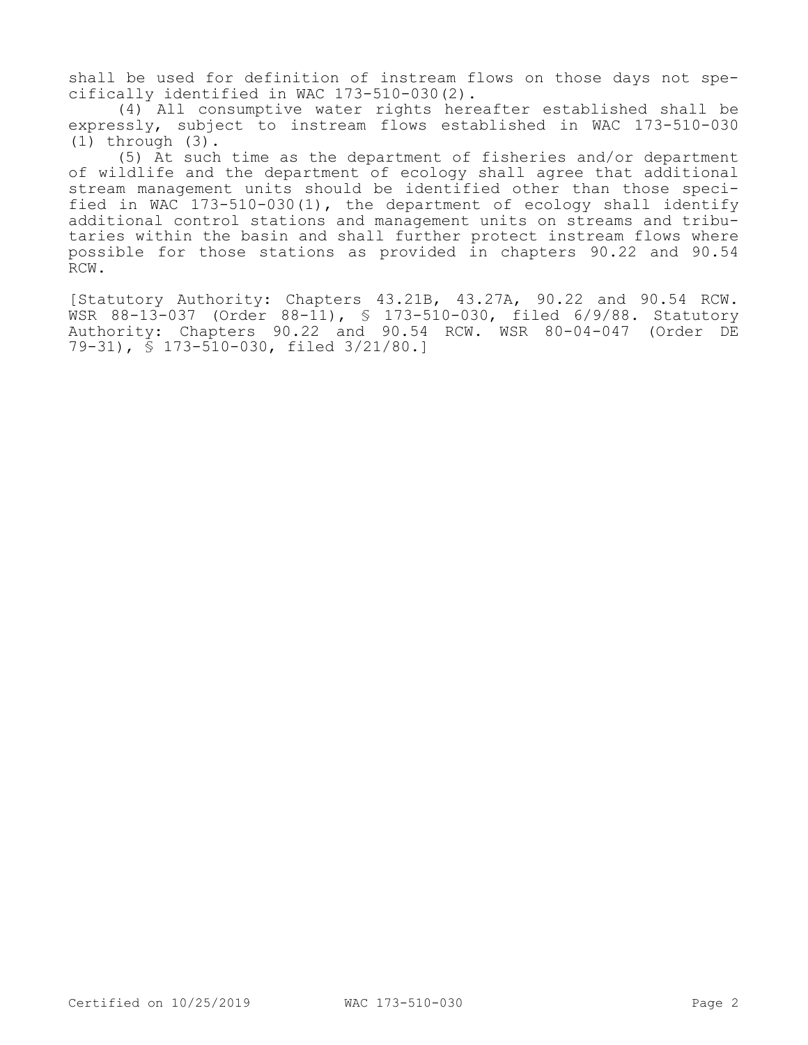shall be used for definition of instream flows on those days not specifically identified in WAC 173-510-030(2).

(4) All consumptive water rights hereafter established shall be expressly, subject to instream flows established in WAC 173-510-030 (1) through (3).

(5) At such time as the department of fisheries and/or department of wildlife and the department of ecology shall agree that additional stream management units should be identified other than those specified in WAC 173-510-030(1), the department of ecology shall identify additional control stations and management units on streams and tributaries within the basin and shall further protect instream flows where possible for those stations as provided in chapters 90.22 and 90.54 RCW.

[Statutory Authority: Chapters 43.21B, 43.27A, 90.22 and 90.54 RCW. WSR 88-13-037 (Order 88-11), § 173-510-030, filed 6/9/88. Statutory Authority: Chapters 90.22 and 90.54 RCW. WSR 80-04-047 (Order DE 79-31), § 173-510-030, filed 3/21/80.]